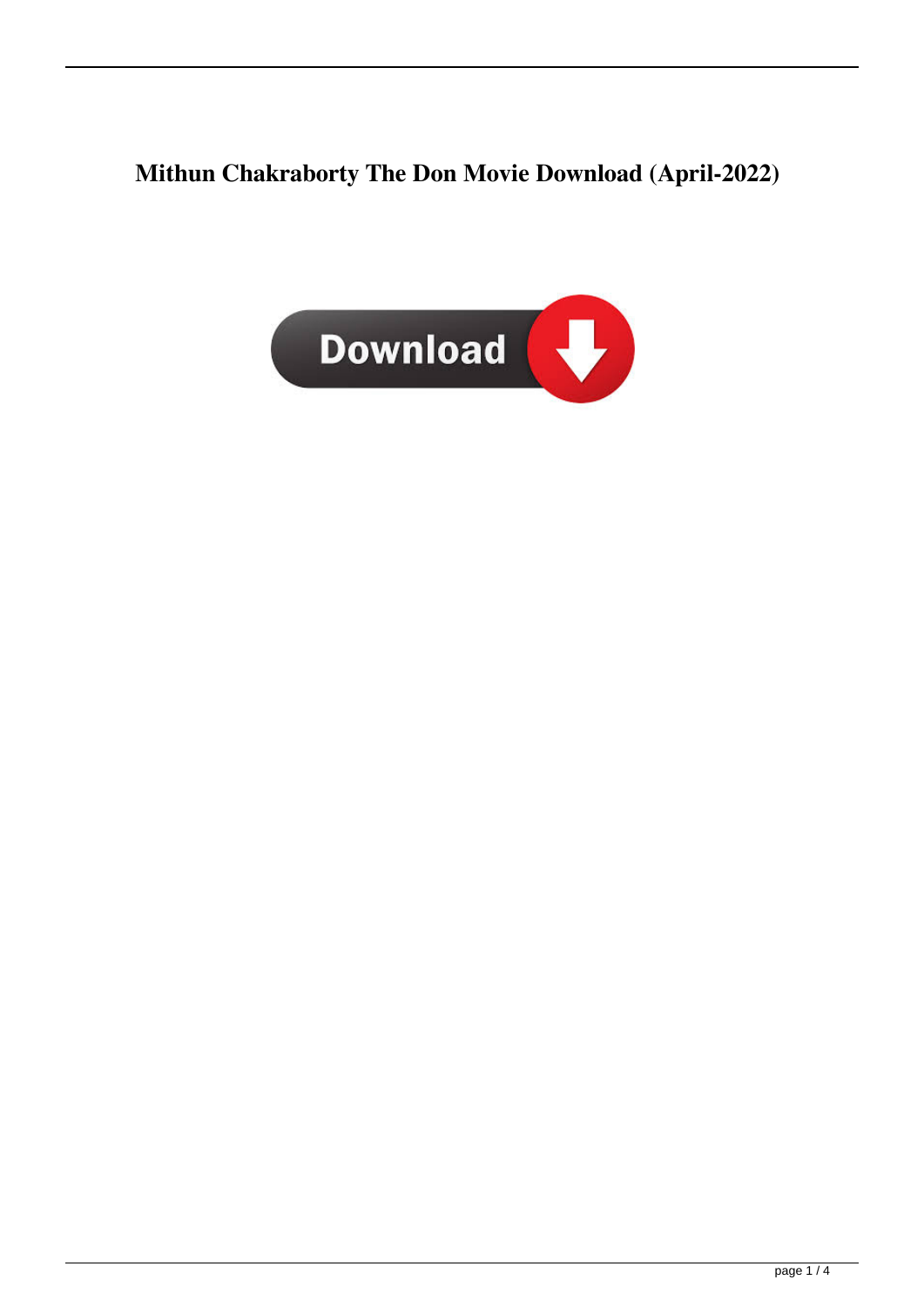# Mithun Chakraborty The Don Movie Download (April-2022)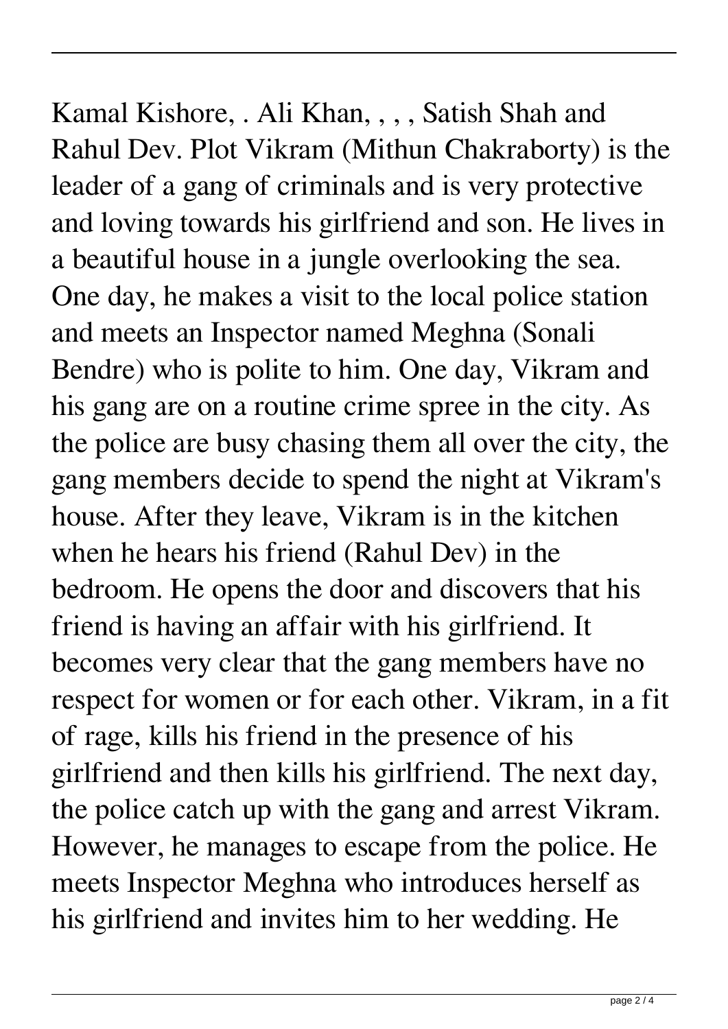Kamal Kishore, . Ali Khan, , , , Satish Shah and Rahul Dev. Plot Vikram (Mithun Chakraborty) is the leader of a gang of criminals and is very protective and loving towards his girlfriend and son. He lives in a beautiful house in a jungle overlooking the sea. One day, he makes a visit to the local police station and meets an Inspector named Meghna (Sonali Bendre) who is polite to him. One day, Vikram and his gang are on a routine crime spree in the city. As the police are busy chasing them all over the city, the gang members decide to spend the night at Vikram's house. After they leave, Vikram is in the kitchen when he hears his friend (Rahul Dev) in the bedroom. He opens the door and discovers that his friend is having an affair with his girlfriend. It becomes very clear that the gang members have no respect for women or for each other. Vikram, in a fit of rage, kills his friend in the presence of his girlfriend and then kills his girlfriend. The next day, the police catch up with the gang and arrest Vikram. However, he manages to escape from the police. He meets Inspector Meghna who introduces herself as his girlfriend and invites him to her wedding. He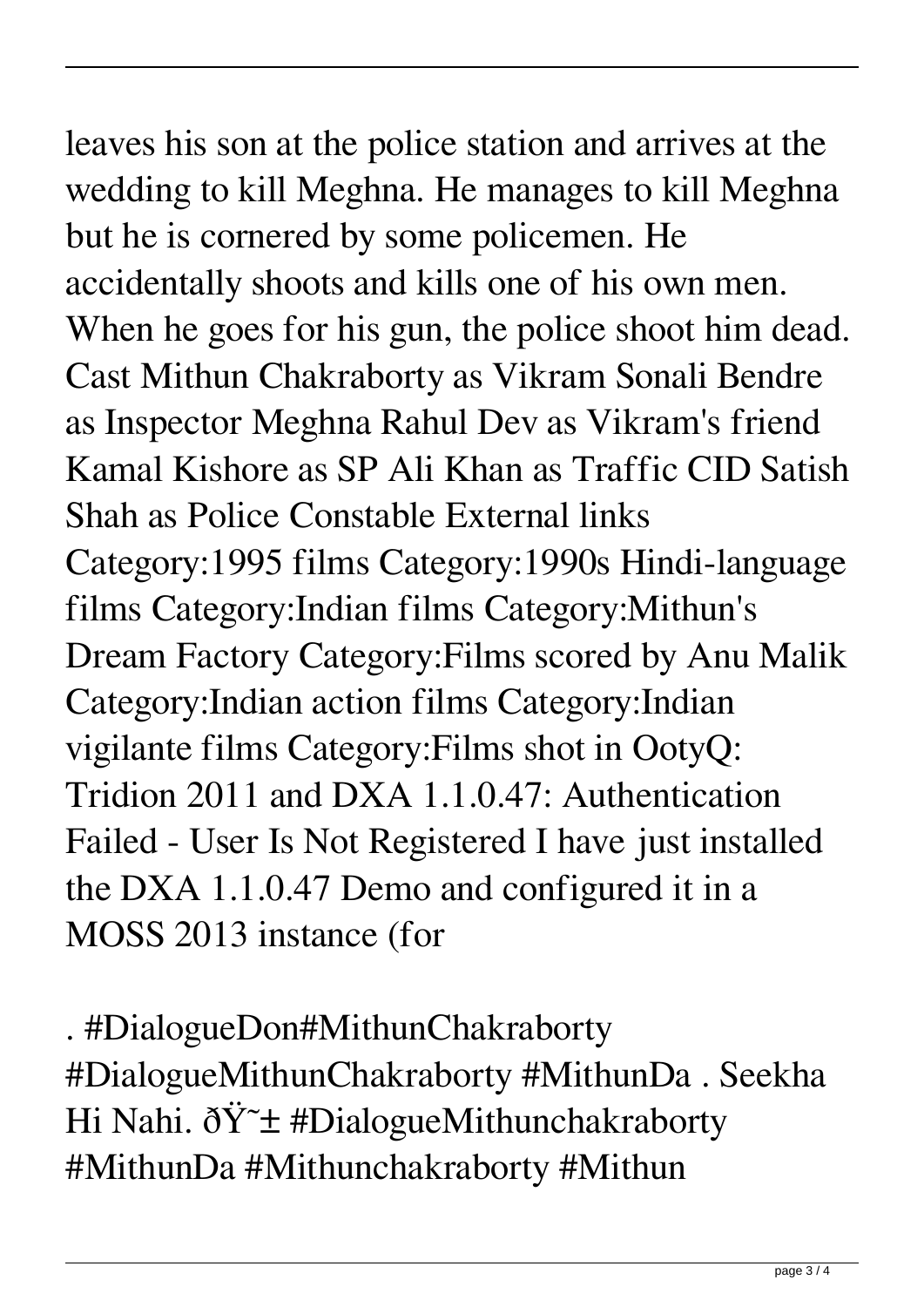leaves his son at the police station and arrives at the wedding to kill Meghna. He manages to kill Meghna but he is cornered by some policemen. He accidentally shoots and kills one of his own men. When he goes for his gun, the police shoot him dead. Cast Mithun Chakraborty as Vikram Sonali Bendre as Inspector Meghna Rahul Dev as Vikram's friend Kamal Kishore as SP Ali Khan as Traffic CID Satish Shah as Police Constable External links Category:1995 films Category:1990s Hindi-language films Category:Indian films Category:Mithun's Dream Factory Category:Films scored by Anu Malik Category:Indian action films Category:Indian vigilante films Category:Films shot in OotyQ: Tridion 2011 and DXA 1.1.0.47: Authentication Failed - User Is Not Registered I have just installed the DXA 1.1.0.47 Demo and configured it in a MOSS 2013 instance (for

. #DialogueDon#MithunChakraborty #DialogueMithunChakraborty #MithunDa . Seekha Hi Nahi. ðŸ˜± #DialogueMithunchakraborty #MithunDa #Mithunchakraborty #Mithun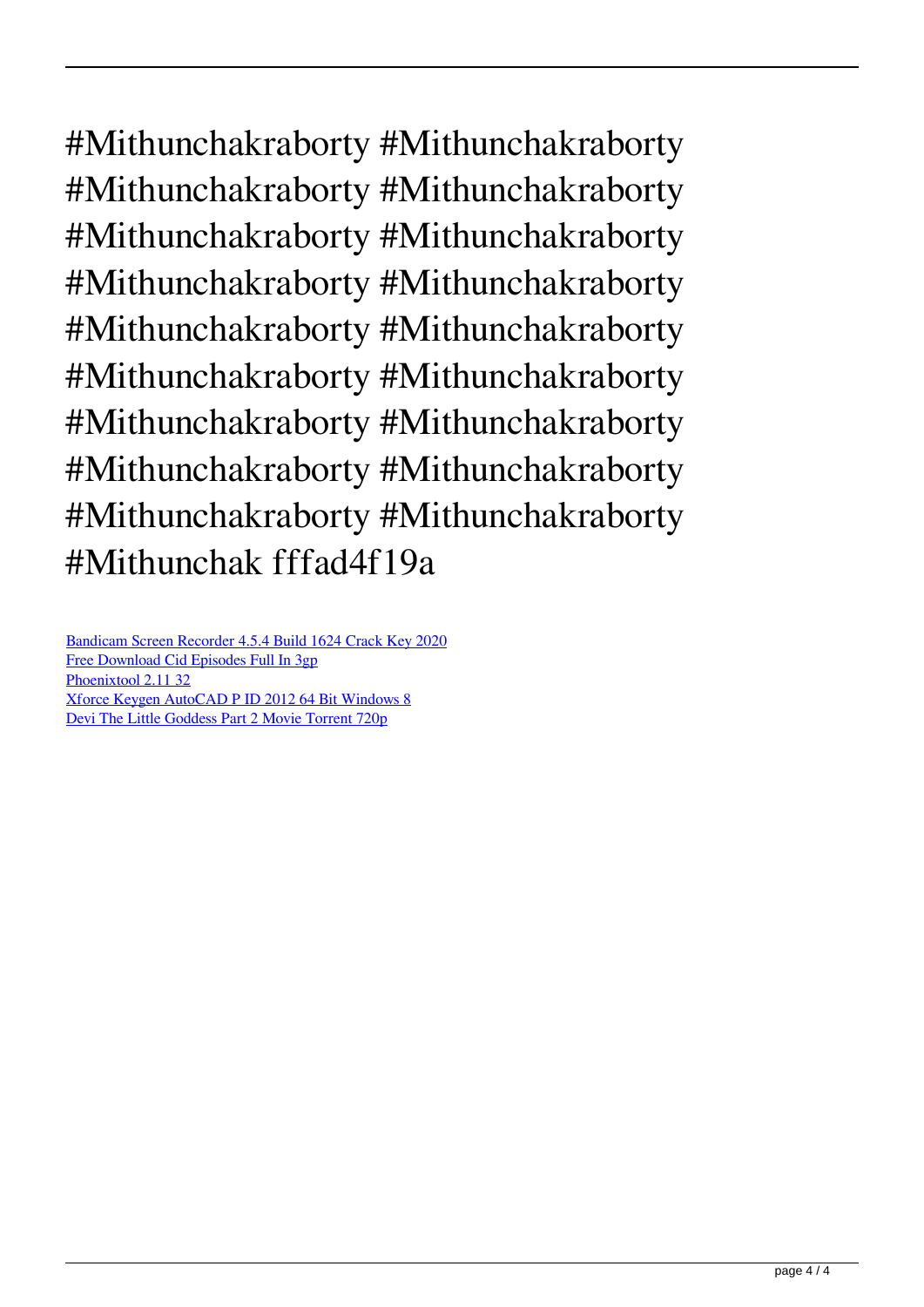#Mithunchakraborty #Mithunchakraborty #Mithunchakraborty #Mithunchakraborty #Mithunchakraborty #Mithunchakraborty #Mithunchakraborty #Mithunchakraborty #Mithunchakraborty #Mithunchakraborty #Mithunchakraborty #Mithunchakraborty #Mithunchakraborty #Mithunchakraborty #Mithunchakraborty #Mithunchakraborty #Mithunchakraborty #Mithunchakraborty #Mithunchak fffad4f19a

Bandicam Screen Recorder 4.5.4 Build 1624 Crack Key 2020
Free Download Cid Episodes Full In 3gp
Phoenixtool 2.11 32
Xforce Keygen AutoCAD P ID 2012 64 Bit Windows 8
Devi The Little Goddess Part 2 Movie Torrent 720p